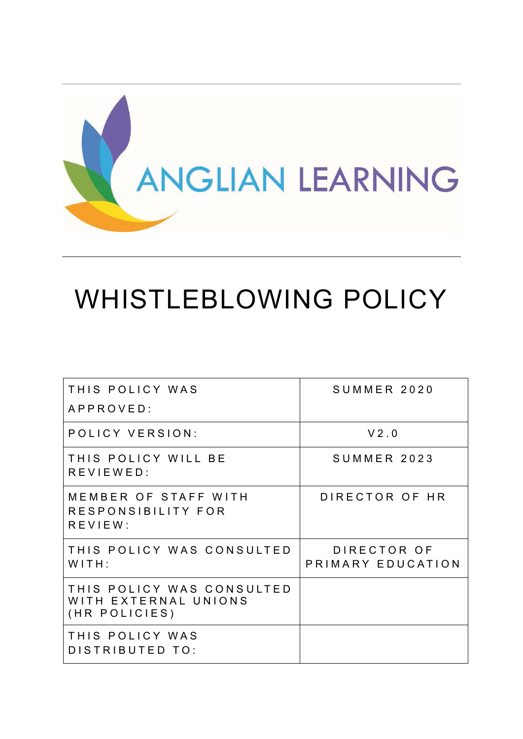ANGLIAN LEARNING

# WHISTLEBLOWING POLICY

| | |
|---|---|
| THIS POLICY WAS APPROVED: | SUMMER 2020 |
| POLICY VERSION: | V2.0 |
| THIS POLICY WILL BE REVIEWED: | SUMMER 2023 |
| MEMBER OF STAFF WITH RESPONSIBILITY FOR REVIEW: | DIRECTOR OF HR |
| THIS POLICY WAS CONSULTED WITH: | DIRECTOR OF PRIMARY EDUCATION |
| THIS POLICY WAS CONSULTED WITH EXTERNAL UNIONS (HR POLICIES) | |
| THIS POLICY WAS DISTRIBUTED TO: | |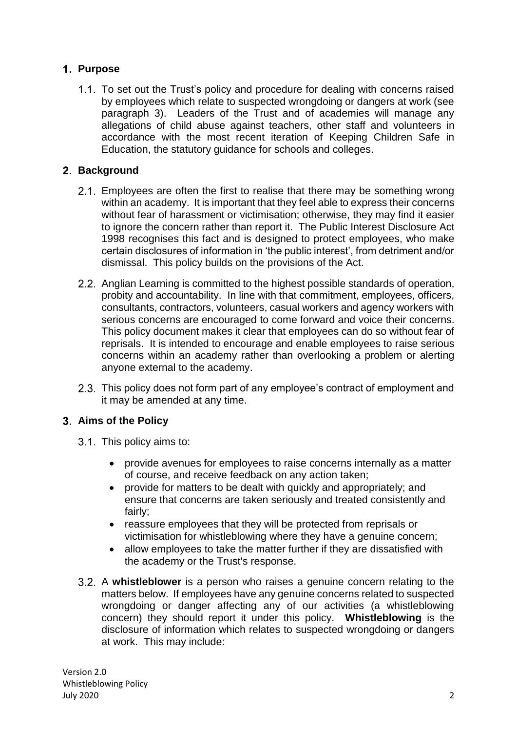## 1. Purpose

1.1. To set out the Trust's policy and procedure for dealing with concerns raised by employees which relate to suspected wrongdoing or dangers at work (see paragraph 3). Leaders of the Trust and of academies will manage any allegations of child abuse against teachers, other staff and volunteers in accordance with the most recent iteration of Keeping Children Safe in Education, the statutory guidance for schools and colleges.

## 2. Background

2.1. Employees are often the first to realise that there may be something wrong within an academy. It is important that they feel able to express their concerns without fear of harassment or victimisation; otherwise, they may find it easier to ignore the concern rather than report it. The Public Interest Disclosure Act 1998 recognises this fact and is designed to protect employees, who make certain disclosures of information in 'the public interest', from detriment and/or dismissal. This policy builds on the provisions of the Act.

2.2. Anglian Learning is committed to the highest possible standards of operation, probity and accountability. In line with that commitment, employees, officers, consultants, contractors, volunteers, casual workers and agency workers with serious concerns are encouraged to come forward and voice their concerns. This policy document makes it clear that employees can do so without fear of reprisals. It is intended to encourage and enable employees to raise serious concerns within an academy rather than overlooking a problem or alerting anyone external to the academy.

2.3. This policy does not form part of any employee's contract of employment and it may be amended at any time.

## 3. Aims of the Policy

3.1. This policy aims to:

- provide avenues for employees to raise concerns internally as a matter of course, and receive feedback on any action taken;
- provide for matters to be dealt with quickly and appropriately; and ensure that concerns are taken seriously and treated consistently and fairly;
- reassure employees that they will be protected from reprisals or victimisation for whistleblowing where they have a genuine concern;
- allow employees to take the matter further if they are dissatisfied with the academy or the Trust's response.

3.2. A **whistleblower** is a person who raises a genuine concern relating to the matters below. If employees have any genuine concerns related to suspected wrongdoing or danger affecting any of our activities (a whistleblowing concern) they should report it under this policy. **Whistleblowing** is the disclosure of information which relates to suspected wrongdoing or dangers at work. This may include: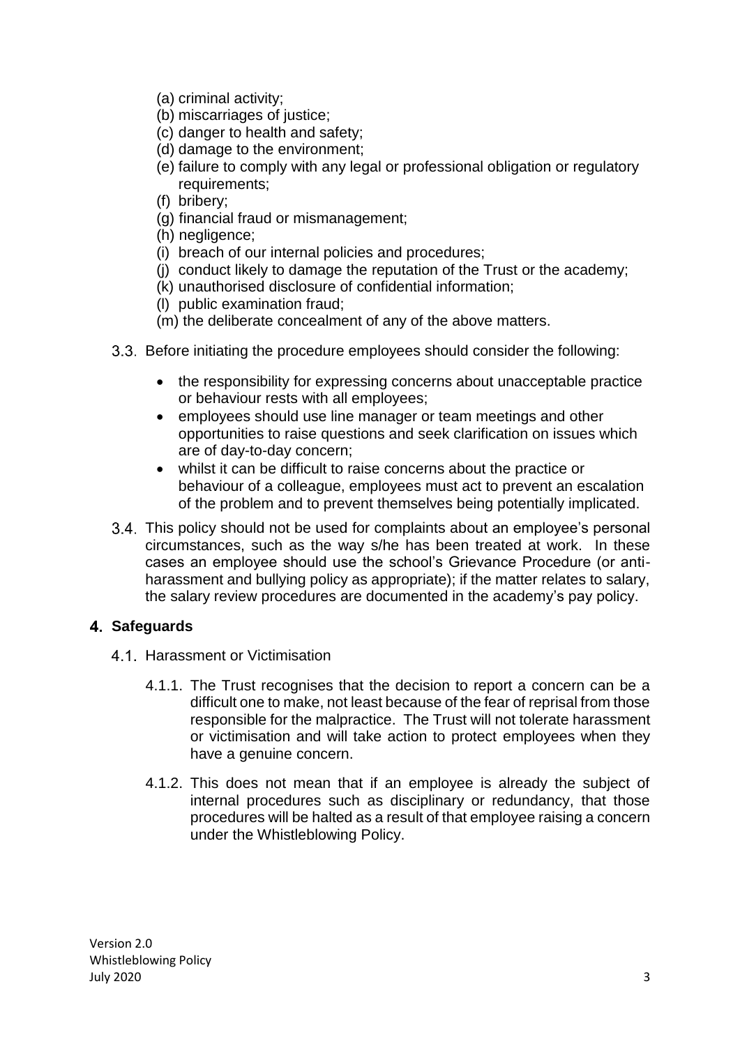(a) criminal activity;
(b) miscarriages of justice;
(c) danger to health and safety;
(d) damage to the environment;
(e) failure to comply with any legal or professional obligation or regulatory requirements;
(f) bribery;
(g) financial fraud or mismanagement;
(h) negligence;
(i) breach of our internal policies and procedures;
(j) conduct likely to damage the reputation of the Trust or the academy;
(k) unauthorised disclosure of confidential information;
(l) public examination fraud;
(m) the deliberate concealment of any of the above matters.

3.3. Before initiating the procedure employees should consider the following:

- the responsibility for expressing concerns about unacceptable practice or behaviour rests with all employees;
- employees should use line manager or team meetings and other opportunities to raise questions and seek clarification on issues which are of day-to-day concern;
- whilst it can be difficult to raise concerns about the practice or behaviour of a colleague, employees must act to prevent an escalation of the problem and to prevent themselves being potentially implicated.

3.4. This policy should not be used for complaints about an employee's personal circumstances, such as the way s/he has been treated at work. In these cases an employee should use the school's Grievance Procedure (or anti-harassment and bullying policy as appropriate); if the matter relates to salary, the salary review procedures are documented in the academy's pay policy.

## 4. Safeguards

4.1. Harassment or Victimisation

4.1.1. The Trust recognises that the decision to report a concern can be a difficult one to make, not least because of the fear of reprisal from those responsible for the malpractice. The Trust will not tolerate harassment or victimisation and will take action to protect employees when they have a genuine concern.

4.1.2. This does not mean that if an employee is already the subject of internal procedures such as disciplinary or redundancy, that those procedures will be halted as a result of that employee raising a concern under the Whistleblowing Policy.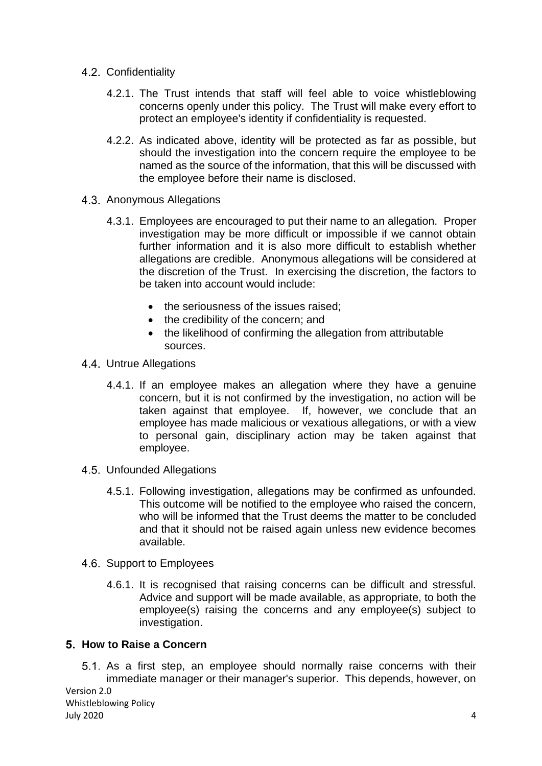### 4.2. Confidentiality

4.2.1. The Trust intends that staff will feel able to voice whistleblowing concerns openly under this policy. The Trust will make every effort to protect an employee's identity if confidentiality is requested.

4.2.2. As indicated above, identity will be protected as far as possible, but should the investigation into the concern require the employee to be named as the source of the information, that this will be discussed with the employee before their name is disclosed.

### 4.3. Anonymous Allegations

4.3.1. Employees are encouraged to put their name to an allegation. Proper investigation may be more difficult or impossible if we cannot obtain further information and it is also more difficult to establish whether allegations are credible. Anonymous allegations will be considered at the discretion of the Trust. In exercising the discretion, the factors to be taken into account would include:

- the seriousness of the issues raised;
- the credibility of the concern; and
- the likelihood of confirming the allegation from attributable sources.

### 4.4. Untrue Allegations

4.4.1. If an employee makes an allegation where they have a genuine concern, but it is not confirmed by the investigation, no action will be taken against that employee. If, however, we conclude that an employee has made malicious or vexatious allegations, or with a view to personal gain, disciplinary action may be taken against that employee.

### 4.5. Unfounded Allegations

4.5.1. Following investigation, allegations may be confirmed as unfounded. This outcome will be notified to the employee who raised the concern, who will be informed that the Trust deems the matter to be concluded and that it should not be raised again unless new evidence becomes available.

### 4.6. Support to Employees

4.6.1. It is recognised that raising concerns can be difficult and stressful. Advice and support will be made available, as appropriate, to both the employee(s) raising the concerns and any employee(s) subject to investigation.

## 5. How to Raise a Concern

5.1. As a first step, an employee should normally raise concerns with their immediate manager or their manager's superior. This depends, however, on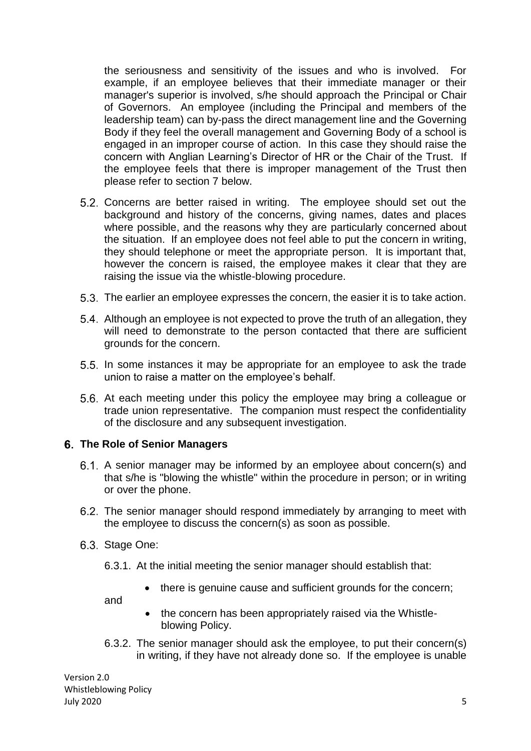the seriousness and sensitivity of the issues and who is involved. For example, if an employee believes that their immediate manager or their manager's superior is involved, s/he should approach the Principal or Chair of Governors. An employee (including the Principal and members of the leadership team) can by-pass the direct management line and the Governing Body if they feel the overall management and Governing Body of a school is engaged in an improper course of action. In this case they should raise the concern with Anglian Learning's Director of HR or the Chair of the Trust. If the employee feels that there is improper management of the Trust then please refer to section 7 below.

5.2. Concerns are better raised in writing. The employee should set out the background and history of the concerns, giving names, dates and places where possible, and the reasons why they are particularly concerned about the situation. If an employee does not feel able to put the concern in writing, they should telephone or meet the appropriate person. It is important that, however the concern is raised, the employee makes it clear that they are raising the issue via the whistle-blowing procedure.

5.3. The earlier an employee expresses the concern, the easier it is to take action.

5.4. Although an employee is not expected to prove the truth of an allegation, they will need to demonstrate to the person contacted that there are sufficient grounds for the concern.

5.5. In some instances it may be appropriate for an employee to ask the trade union to raise a matter on the employee's behalf.

5.6. At each meeting under this policy the employee may bring a colleague or trade union representative. The companion must respect the confidentiality of the disclosure and any subsequent investigation.

## 6. The Role of Senior Managers

6.1. A senior manager may be informed by an employee about concern(s) and that s/he is "blowing the whistle" within the procedure in person; or in writing or over the phone.

6.2. The senior manager should respond immediately by arranging to meet with the employee to discuss the concern(s) as soon as possible.

6.3. Stage One:

6.3.1. At the initial meeting the senior manager should establish that:

- there is genuine cause and sufficient grounds for the concern;

and

- the concern has been appropriately raised via the Whistle-blowing Policy.

6.3.2. The senior manager should ask the employee, to put their concern(s) in writing, if they have not already done so. If the employee is unable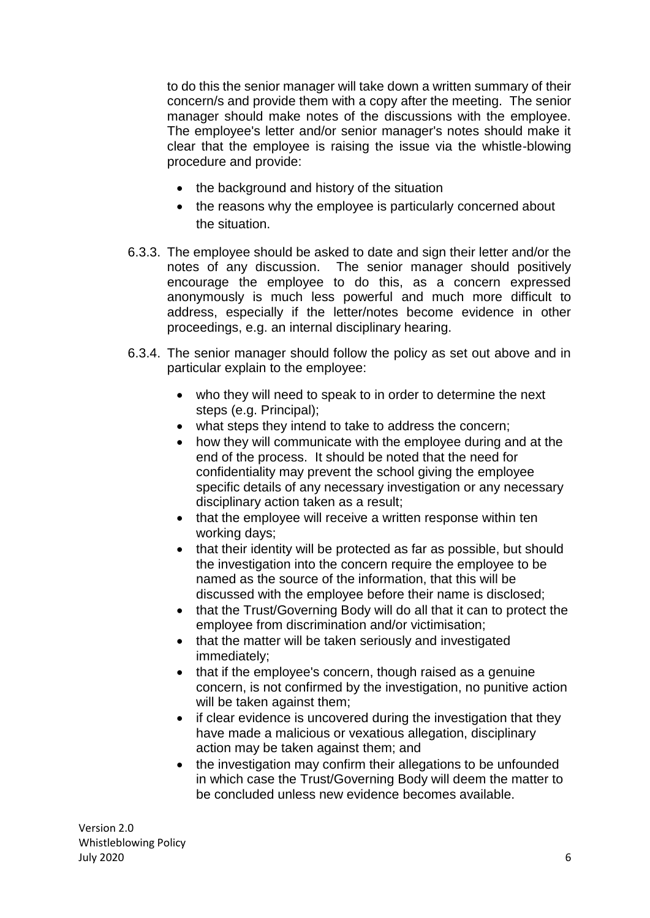to do this the senior manager will take down a written summary of their concern/s and provide them with a copy after the meeting. The senior manager should make notes of the discussions with the employee. The employee's letter and/or senior manager's notes should make it clear that the employee is raising the issue via the whistle-blowing procedure and provide:

- the background and history of the situation
- the reasons why the employee is particularly concerned about the situation.

6.3.3. The employee should be asked to date and sign their letter and/or the notes of any discussion. The senior manager should positively encourage the employee to do this, as a concern expressed anonymously is much less powerful and much more difficult to address, especially if the letter/notes become evidence in other proceedings, e.g. an internal disciplinary hearing.

6.3.4. The senior manager should follow the policy as set out above and in particular explain to the employee:

- who they will need to speak to in order to determine the next steps (e.g. Principal);
- what steps they intend to take to address the concern;
- how they will communicate with the employee during and at the end of the process. It should be noted that the need for confidentiality may prevent the school giving the employee specific details of any necessary investigation or any necessary disciplinary action taken as a result;
- that the employee will receive a written response within ten working days;
- that their identity will be protected as far as possible, but should the investigation into the concern require the employee to be named as the source of the information, that this will be discussed with the employee before their name is disclosed;
- that the Trust/Governing Body will do all that it can to protect the employee from discrimination and/or victimisation;
- that the matter will be taken seriously and investigated immediately;
- that if the employee's concern, though raised as a genuine concern, is not confirmed by the investigation, no punitive action will be taken against them;
- if clear evidence is uncovered during the investigation that they have made a malicious or vexatious allegation, disciplinary action may be taken against them; and
- the investigation may confirm their allegations to be unfounded in which case the Trust/Governing Body will deem the matter to be concluded unless new evidence becomes available.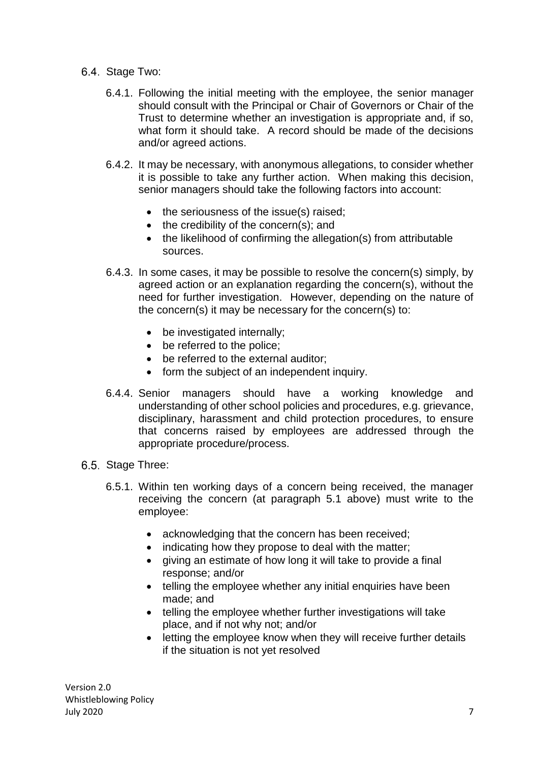6.4. Stage Two:

6.4.1. Following the initial meeting with the employee, the senior manager should consult with the Principal or Chair of Governors or Chair of the Trust to determine whether an investigation is appropriate and, if so, what form it should take. A record should be made of the decisions and/or agreed actions.

6.4.2. It may be necessary, with anonymous allegations, to consider whether it is possible to take any further action. When making this decision, senior managers should take the following factors into account:

- the seriousness of the issue(s) raised;
- the credibility of the concern(s); and
- the likelihood of confirming the allegation(s) from attributable sources.

6.4.3. In some cases, it may be possible to resolve the concern(s) simply, by agreed action or an explanation regarding the concern(s), without the need for further investigation. However, depending on the nature of the concern(s) it may be necessary for the concern(s) to:

- be investigated internally;
- be referred to the police;
- be referred to the external auditor;
- form the subject of an independent inquiry.

6.4.4. Senior managers should have a working knowledge and understanding of other school policies and procedures, e.g. grievance, disciplinary, harassment and child protection procedures, to ensure that concerns raised by employees are addressed through the appropriate procedure/process.

6.5. Stage Three:

6.5.1. Within ten working days of a concern being received, the manager receiving the concern (at paragraph 5.1 above) must write to the employee:

- acknowledging that the concern has been received;
- indicating how they propose to deal with the matter;
- giving an estimate of how long it will take to provide a final response; and/or
- telling the employee whether any initial enquiries have been made; and
- telling the employee whether further investigations will take place, and if not why not; and/or
- letting the employee know when they will receive further details if the situation is not yet resolved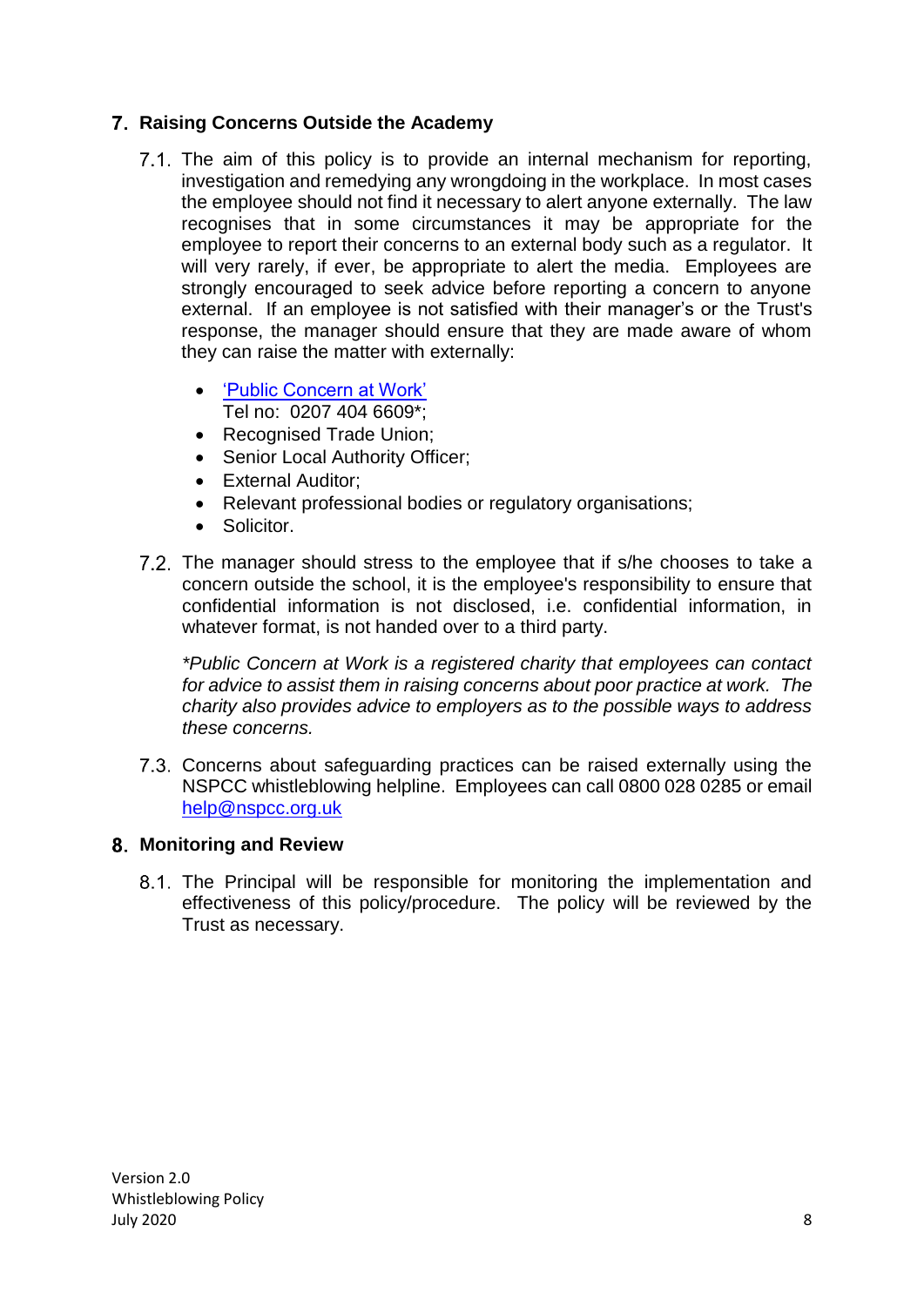## 7. Raising Concerns Outside the Academy

7.1. The aim of this policy is to provide an internal mechanism for reporting, investigation and remedying any wrongdoing in the workplace. In most cases the employee should not find it necessary to alert anyone externally. The law recognises that in some circumstances it may be appropriate for the employee to report their concerns to an external body such as a regulator. It will very rarely, if ever, be appropriate to alert the media. Employees are strongly encouraged to seek advice before reporting a concern to anyone external. If an employee is not satisfied with their manager's or the Trust's response, the manager should ensure that they are made aware of whom they can raise the matter with externally:

- 'Public Concern at Work'
  Tel no: 0207 404 6609*;
- Recognised Trade Union;
- Senior Local Authority Officer;
- External Auditor;
- Relevant professional bodies or regulatory organisations;
- Solicitor.

7.2. The manager should stress to the employee that if s/he chooses to take a concern outside the school, it is the employee's responsibility to ensure that confidential information is not disclosed, i.e. confidential information, in whatever format, is not handed over to a third party.

*\*Public Concern at Work is a registered charity that employees can contact for advice to assist them in raising concerns about poor practice at work. The charity also provides advice to employers as to the possible ways to address these concerns.*

7.3. Concerns about safeguarding practices can be raised externally using the NSPCC whistleblowing helpline. Employees can call 0800 028 0285 or email help@nspcc.org.uk

## 8. Monitoring and Review

8.1. The Principal will be responsible for monitoring the implementation and effectiveness of this policy/procedure. The policy will be reviewed by the Trust as necessary.